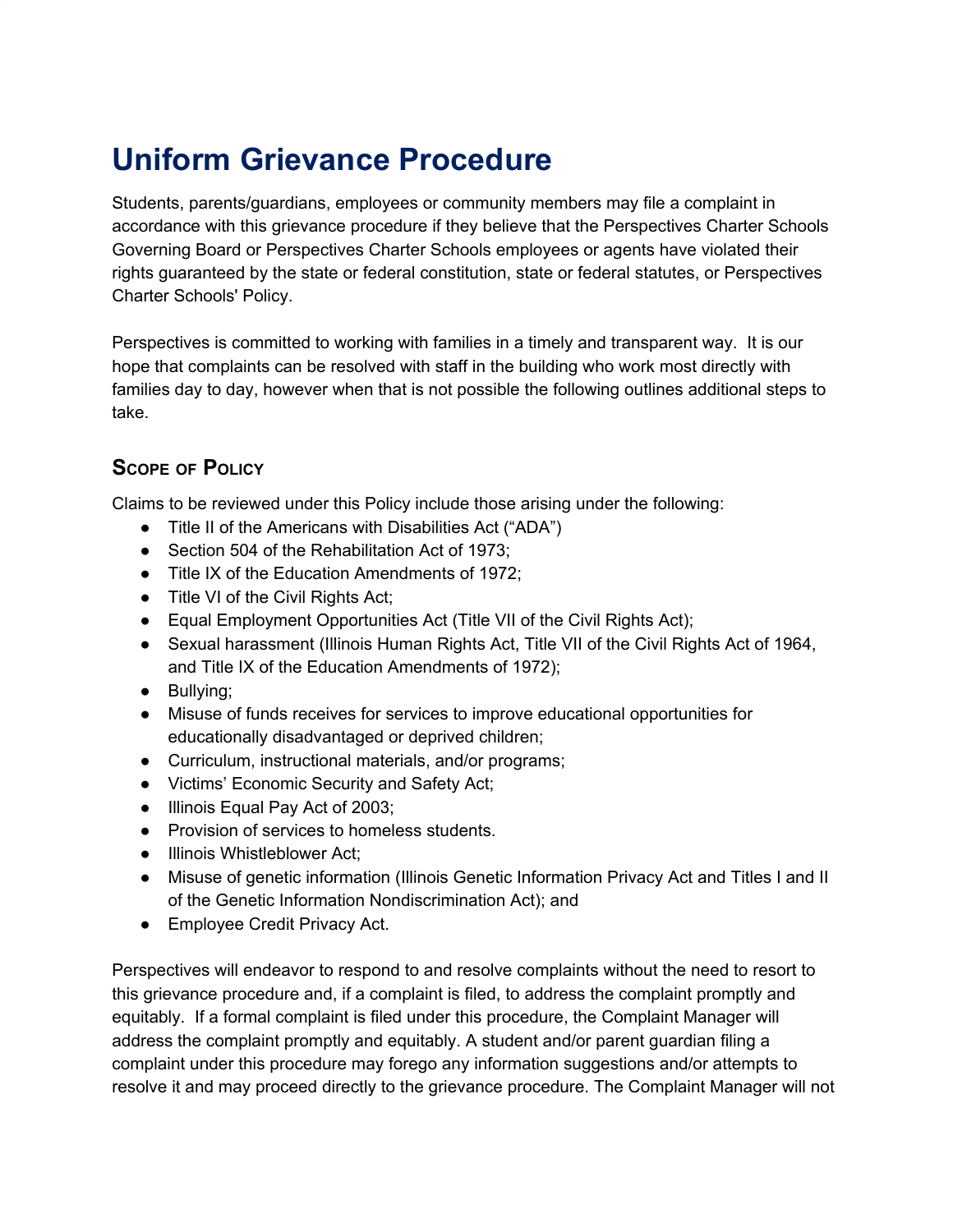# Uniform Grievance Procedure

Students, parents/guardians, employees or community members may file a complaint in accordance with this grievance procedure if they believe that the Perspectives Charter Schools Governing Board or Perspectives Charter Schools employees or agents have violated their rights guaranteed by the state or federal constitution, state or federal statutes, or Perspectives Charter Schools' Policy.

Perspectives is committed to working with families in a timely and transparent way. It is our hope that complaints can be resolved with staff in the building who work most directly with families day to day, however when that is not possible the following outlines additional steps to take.

## Scope of Policy

Claims to be reviewed under this Policy include those arising under the following:

- Title II of the Americans with Disabilities Act ("ADA")
- Section 504 of the Rehabilitation Act of 1973;
- Title IX of the Education Amendments of 1972;
- Title VI of the Civil Rights Act;
- Equal Employment Opportunities Act (Title VII of the Civil Rights Act);
- Sexual harassment (Illinois Human Rights Act, Title VII of the Civil Rights Act of 1964, and Title IX of the Education Amendments of 1972);
- Bullying;
- Misuse of funds receives for services to improve educational opportunities for educationally disadvantaged or deprived children;
- Curriculum, instructional materials, and/or programs;
- Victims' Economic Security and Safety Act;
- Illinois Equal Pay Act of 2003;
- Provision of services to homeless students.
- Illinois Whistleblower Act;
- Misuse of genetic information (Illinois Genetic Information Privacy Act and Titles I and II of the Genetic Information Nondiscrimination Act); and
- Employee Credit Privacy Act.

Perspectives will endeavor to respond to and resolve complaints without the need to resort to this grievance procedure and, if a complaint is filed, to address the complaint promptly and equitably. If a formal complaint is filed under this procedure, the Complaint Manager will address the complaint promptly and equitably. A student and/or parent guardian filing a complaint under this procedure may forego any information suggestions and/or attempts to resolve it and may proceed directly to the grievance procedure. The Complaint Manager will not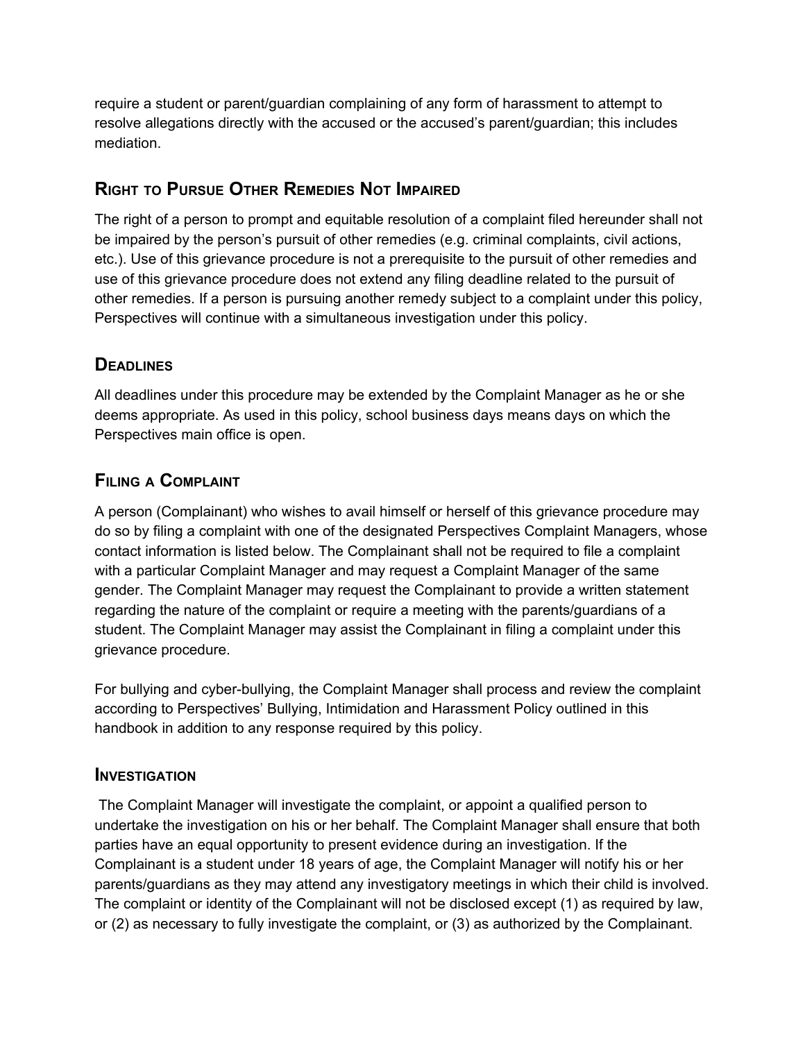require a student or parent/guardian complaining of any form of harassment to attempt to resolve allegations directly with the accused or the accused's parent/guardian; this includes mediation.

## Right to Pursue Other Remedies Not Impaired

The right of a person to prompt and equitable resolution of a complaint filed hereunder shall not be impaired by the person's pursuit of other remedies (e.g. criminal complaints, civil actions, etc.). Use of this grievance procedure is not a prerequisite to the pursuit of other remedies and use of this grievance procedure does not extend any filing deadline related to the pursuit of other remedies. If a person is pursuing another remedy subject to a complaint under this policy, Perspectives will continue with a simultaneous investigation under this policy.

## Deadlines

All deadlines under this procedure may be extended by the Complaint Manager as he or she deems appropriate. As used in this policy, school business days means days on which the Perspectives main office is open.

## Filing a Complaint

A person (Complainant) who wishes to avail himself or herself of this grievance procedure may do so by filing a complaint with one of the designated Perspectives Complaint Managers, whose contact information is listed below. The Complainant shall not be required to file a complaint with a particular Complaint Manager and may request a Complaint Manager of the same gender. The Complaint Manager may request the Complainant to provide a written statement regarding the nature of the complaint or require a meeting with the parents/guardians of a student. The Complaint Manager may assist the Complainant in filing a complaint under this grievance procedure.

For bullying and cyber-bullying, the Complaint Manager shall process and review the complaint according to Perspectives' Bullying, Intimidation and Harassment Policy outlined in this handbook in addition to any response required by this policy.

## Investigation

The Complaint Manager will investigate the complaint, or appoint a qualified person to undertake the investigation on his or her behalf. The Complaint Manager shall ensure that both parties have an equal opportunity to present evidence during an investigation. If the Complainant is a student under 18 years of age, the Complaint Manager will notify his or her parents/guardians as they may attend any investigatory meetings in which their child is involved. The complaint or identity of the Complainant will not be disclosed except (1) as required by law, or (2) as necessary to fully investigate the complaint, or (3) as authorized by the Complainant.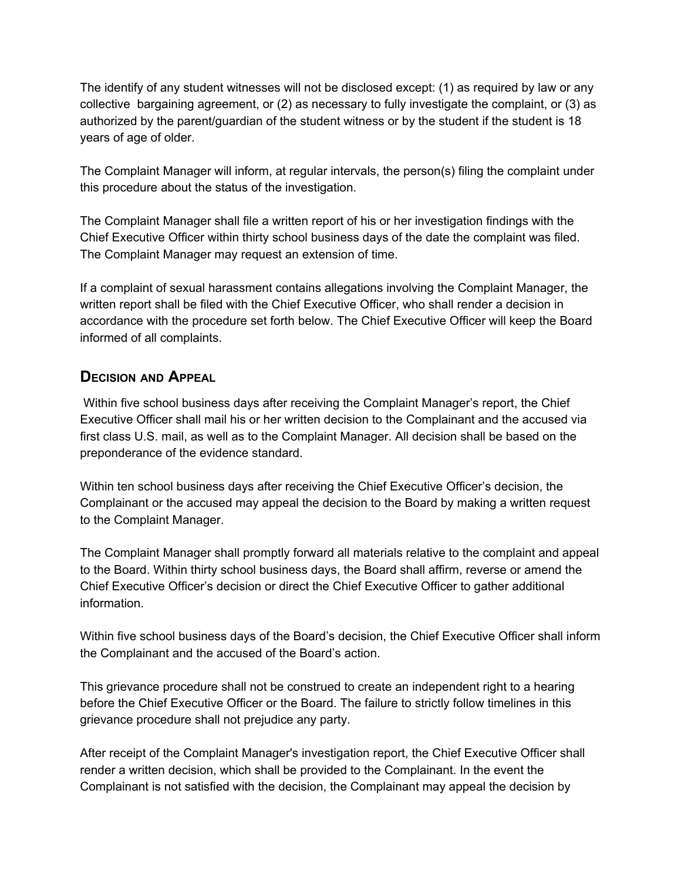The identify of any student witnesses will not be disclosed except: (1) as required by law or any collective bargaining agreement, or (2) as necessary to fully investigate the complaint, or (3) as authorized by the parent/guardian of the student witness or by the student if the student is 18 years of age of older.

The Complaint Manager will inform, at regular intervals, the person(s) filing the complaint under this procedure about the status of the investigation.

The Complaint Manager shall file a written report of his or her investigation findings with the Chief Executive Officer within thirty school business days of the date the complaint was filed. The Complaint Manager may request an extension of time.

If a complaint of sexual harassment contains allegations involving the Complaint Manager, the written report shall be filed with the Chief Executive Officer, who shall render a decision in accordance with the procedure set forth below. The Chief Executive Officer will keep the Board informed of all complaints.

## Decision and Appeal

Within five school business days after receiving the Complaint Manager's report, the Chief Executive Officer shall mail his or her written decision to the Complainant and the accused via first class U.S. mail, as well as to the Complaint Manager. All decision shall be based on the preponderance of the evidence standard.

Within ten school business days after receiving the Chief Executive Officer's decision, the Complainant or the accused may appeal the decision to the Board by making a written request to the Complaint Manager.

The Complaint Manager shall promptly forward all materials relative to the complaint and appeal to the Board. Within thirty school business days, the Board shall affirm, reverse or amend the Chief Executive Officer's decision or direct the Chief Executive Officer to gather additional information.

Within five school business days of the Board's decision, the Chief Executive Officer shall inform the Complainant and the accused of the Board's action.

This grievance procedure shall not be construed to create an independent right to a hearing before the Chief Executive Officer or the Board. The failure to strictly follow timelines in this grievance procedure shall not prejudice any party.

After receipt of the Complaint Manager's investigation report, the Chief Executive Officer shall render a written decision, which shall be provided to the Complainant. In the event the Complainant is not satisfied with the decision, the Complainant may appeal the decision by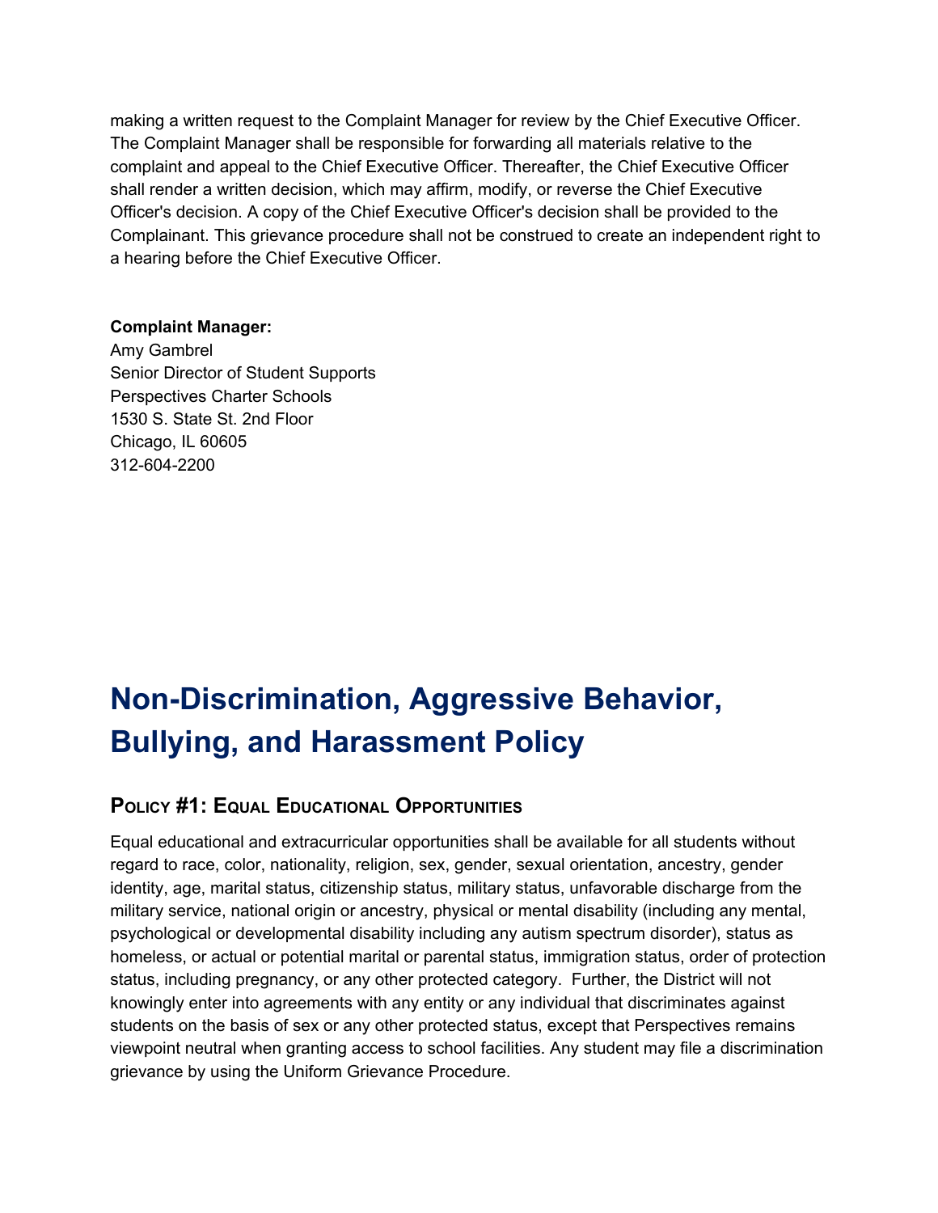making a written request to the Complaint Manager for review by the Chief Executive Officer. The Complaint Manager shall be responsible for forwarding all materials relative to the complaint and appeal to the Chief Executive Officer. Thereafter, the Chief Executive Officer shall render a written decision, which may affirm, modify, or reverse the Chief Executive Officer's decision. A copy of the Chief Executive Officer's decision shall be provided to the Complainant. This grievance procedure shall not be construed to create an independent right to a hearing before the Chief Executive Officer.

**Complaint Manager:**
Amy Gambrel
Senior Director of Student Supports
Perspectives Charter Schools
1530 S. State St. 2nd Floor
Chicago, IL 60605
312-604-2200

# Non-Discrimination, Aggressive Behavior, Bullying, and Harassment Policy

## Policy #1: Equal Educational Opportunities

Equal educational and extracurricular opportunities shall be available for all students without regard to race, color, nationality, religion, sex, gender, sexual orientation, ancestry, gender identity, age, marital status, citizenship status, military status, unfavorable discharge from the military service, national origin or ancestry, physical or mental disability (including any mental, psychological or developmental disability including any autism spectrum disorder), status as homeless, or actual or potential marital or parental status, immigration status, order of protection status, including pregnancy, or any other protected category. Further, the District will not knowingly enter into agreements with any entity or any individual that discriminates against students on the basis of sex or any other protected status, except that Perspectives remains viewpoint neutral when granting access to school facilities. Any student may file a discrimination grievance by using the Uniform Grievance Procedure.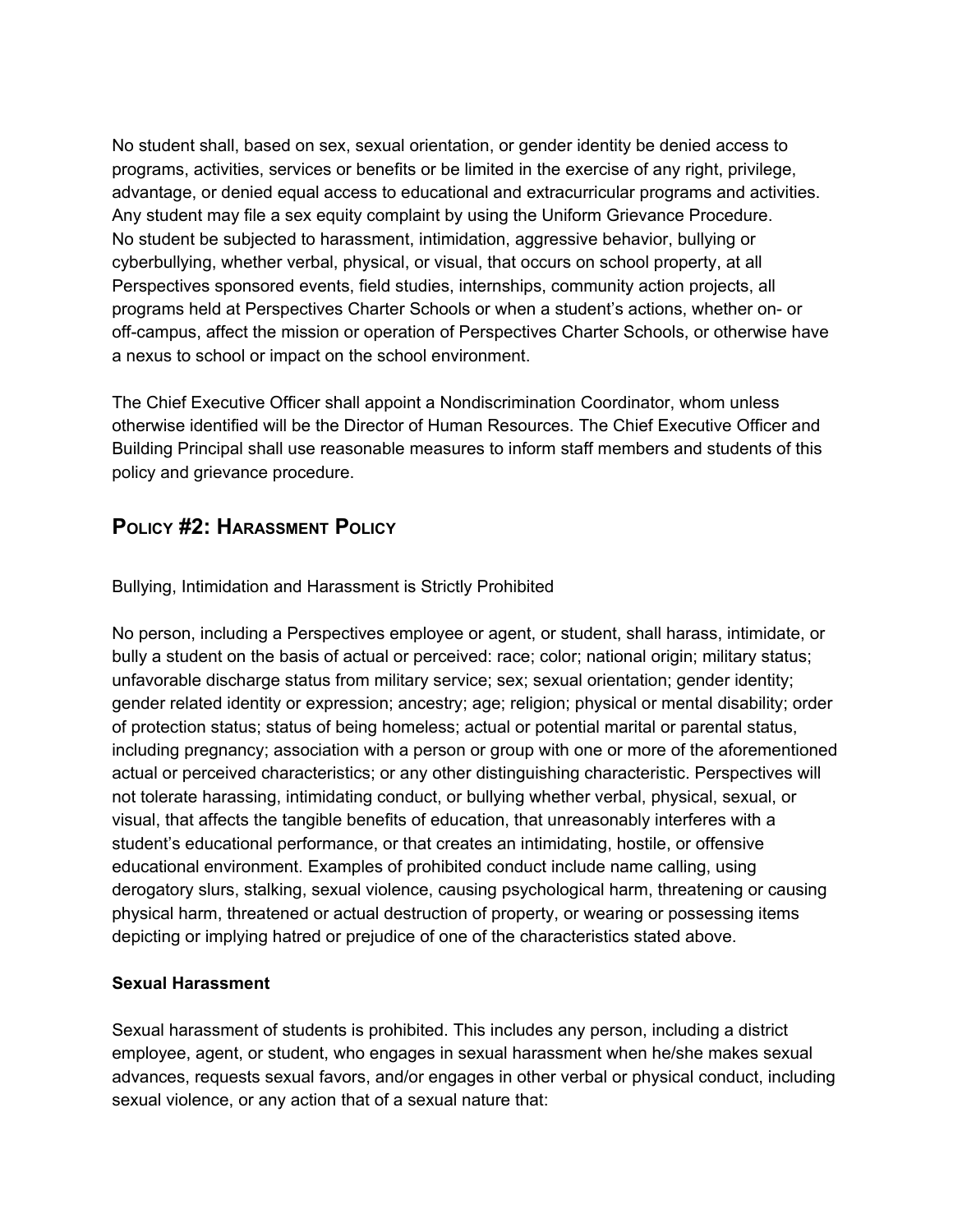No student shall, based on sex, sexual orientation, or gender identity be denied access to programs, activities, services or benefits or be limited in the exercise of any right, privilege, advantage, or denied equal access to educational and extracurricular programs and activities. Any student may file a sex equity complaint by using the Uniform Grievance Procedure.
No student be subjected to harassment, intimidation, aggressive behavior, bullying or cyberbullying, whether verbal, physical, or visual, that occurs on school property, at all Perspectives sponsored events, field studies, internships, community action projects, all programs held at Perspectives Charter Schools or when a student's actions, whether on- or off-campus, affect the mission or operation of Perspectives Charter Schools, or otherwise have a nexus to school or impact on the school environment.

The Chief Executive Officer shall appoint a Nondiscrimination Coordinator, whom unless otherwise identified will be the Director of Human Resources. The Chief Executive Officer and Building Principal shall use reasonable measures to inform staff members and students of this policy and grievance procedure.

## Policy #2: Harassment Policy

Bullying, Intimidation and Harassment is Strictly Prohibited

No person, including a Perspectives employee or agent, or student, shall harass, intimidate, or bully a student on the basis of actual or perceived: race; color; national origin; military status; unfavorable discharge status from military service; sex; sexual orientation; gender identity; gender related identity or expression; ancestry; age; religion; physical or mental disability; order of protection status; status of being homeless; actual or potential marital or parental status, including pregnancy; association with a person or group with one or more of the aforementioned actual or perceived characteristics; or any other distinguishing characteristic. Perspectives will not tolerate harassing, intimidating conduct, or bullying whether verbal, physical, sexual, or visual, that affects the tangible benefits of education, that unreasonably interferes with a student's educational performance, or that creates an intimidating, hostile, or offensive educational environment. Examples of prohibited conduct include name calling, using derogatory slurs, stalking, sexual violence, causing psychological harm, threatening or causing physical harm, threatened or actual destruction of property, or wearing or possessing items depicting or implying hatred or prejudice of one of the characteristics stated above.

**Sexual Harassment**

Sexual harassment of students is prohibited. This includes any person, including a district employee, agent, or student, who engages in sexual harassment when he/she makes sexual advances, requests sexual favors, and/or engages in other verbal or physical conduct, including sexual violence, or any action that of a sexual nature that: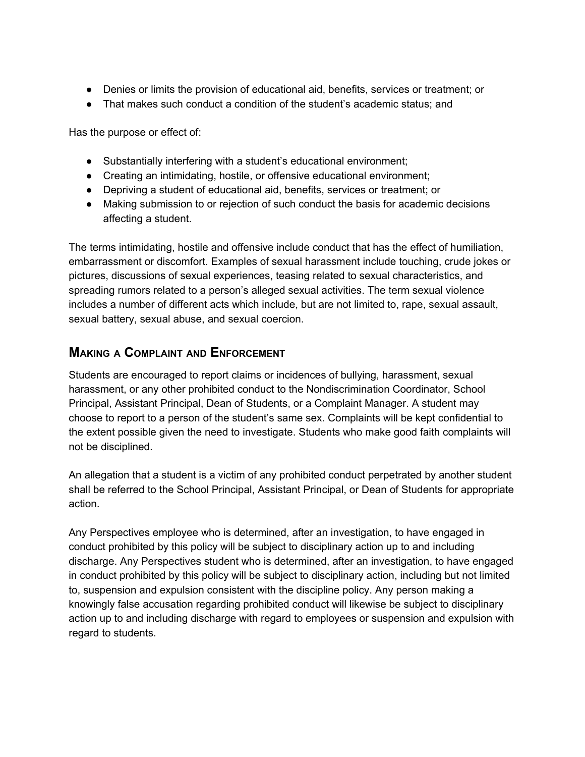- Denies or limits the provision of educational aid, benefits, services or treatment; or
- That makes such conduct a condition of the student's academic status; and

Has the purpose or effect of:

- Substantially interfering with a student's educational environment;
- Creating an intimidating, hostile, or offensive educational environment;
- Depriving a student of educational aid, benefits, services or treatment; or
- Making submission to or rejection of such conduct the basis for academic decisions affecting a student.

The terms intimidating, hostile and offensive include conduct that has the effect of humiliation, embarrassment or discomfort. Examples of sexual harassment include touching, crude jokes or pictures, discussions of sexual experiences, teasing related to sexual characteristics, and spreading rumors related to a person's alleged sexual activities. The term sexual violence includes a number of different acts which include, but are not limited to, rape, sexual assault, sexual battery, sexual abuse, and sexual coercion.

## Making a Complaint and Enforcement

Students are encouraged to report claims or incidences of bullying, harassment, sexual harassment, or any other prohibited conduct to the Nondiscrimination Coordinator, School Principal, Assistant Principal, Dean of Students, or a Complaint Manager. A student may choose to report to a person of the student's same sex. Complaints will be kept confidential to the extent possible given the need to investigate. Students who make good faith complaints will not be disciplined.

An allegation that a student is a victim of any prohibited conduct perpetrated by another student shall be referred to the School Principal, Assistant Principal, or Dean of Students for appropriate action.

Any Perspectives employee who is determined, after an investigation, to have engaged in conduct prohibited by this policy will be subject to disciplinary action up to and including discharge. Any Perspectives student who is determined, after an investigation, to have engaged in conduct prohibited by this policy will be subject to disciplinary action, including but not limited to, suspension and expulsion consistent with the discipline policy. Any person making a knowingly false accusation regarding prohibited conduct will likewise be subject to disciplinary action up to and including discharge with regard to employees or suspension and expulsion with regard to students.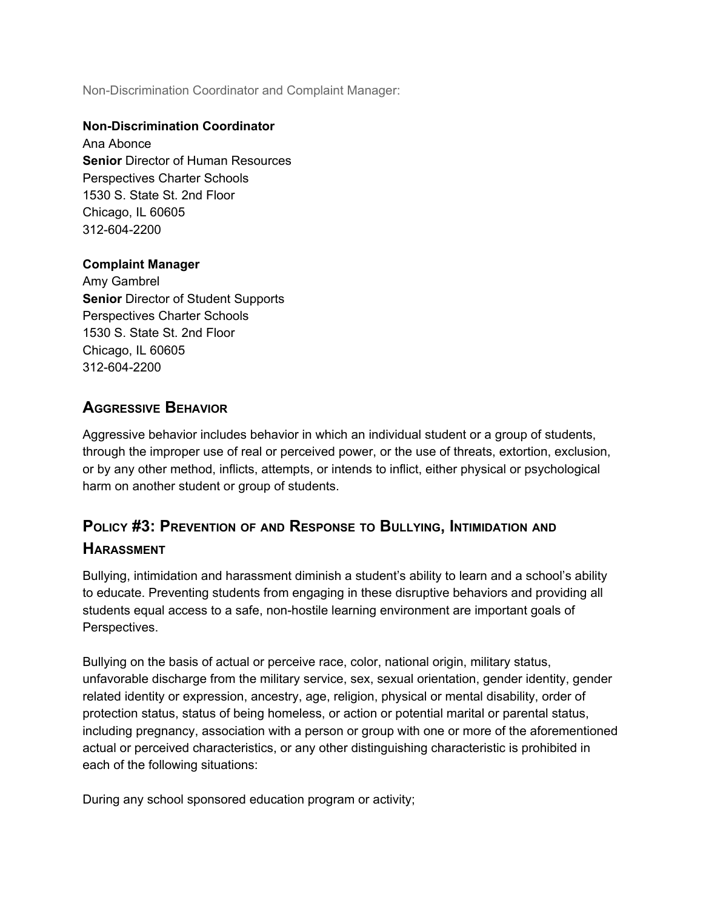Non-Discrimination Coordinator and Complaint Manager:

**Non-Discrimination Coordinator**
Ana Abonce
**Senior** Director of Human Resources
Perspectives Charter Schools
1530 S. State St. 2nd Floor
Chicago, IL 60605
312-604-2200

**Complaint Manager**
Amy Gambrel
**Senior** Director of Student Supports
Perspectives Charter Schools
1530 S. State St. 2nd Floor
Chicago, IL 60605
312-604-2200

## Aggressive Behavior

Aggressive behavior includes behavior in which an individual student or a group of students, through the improper use of real or perceived power, or the use of threats, extortion, exclusion, or by any other method, inflicts, attempts, or intends to inflict, either physical or psychological harm on another student or group of students.

## Policy #3: Prevention of and Response to Bullying, Intimidation and Harassment

Bullying, intimidation and harassment diminish a student's ability to learn and a school's ability to educate. Preventing students from engaging in these disruptive behaviors and providing all students equal access to a safe, non-hostile learning environment are important goals of Perspectives.

Bullying on the basis of actual or perceive race, color, national origin, military status, unfavorable discharge from the military service, sex, sexual orientation, gender identity, gender related identity or expression, ancestry, age, religion, physical or mental disability, order of protection status, status of being homeless, or action or potential marital or parental status, including pregnancy, association with a person or group with one or more of the aforementioned actual or perceived characteristics, or any other distinguishing characteristic is prohibited in each of the following situations:

During any school sponsored education program or activity;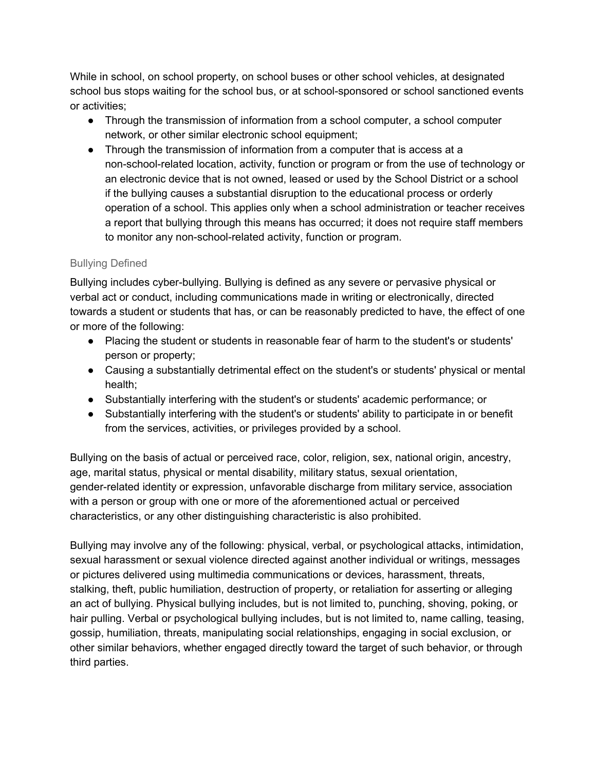While in school, on school property, on school buses or other school vehicles, at designated school bus stops waiting for the school bus, or at school-sponsored or school sanctioned events or activities;

- Through the transmission of information from a school computer, a school computer network, or other similar electronic school equipment;
- Through the transmission of information from a computer that is access at a non-school-related location, activity, function or program or from the use of technology or an electronic device that is not owned, leased or used by the School District or a school if the bullying causes a substantial disruption to the educational process or orderly operation of a school. This applies only when a school administration or teacher receives a report that bullying through this means has occurred; it does not require staff members to monitor any non-school-related activity, function or program.

### Bullying Defined

Bullying includes cyber-bullying. Bullying is defined as any severe or pervasive physical or verbal act or conduct, including communications made in writing or electronically, directed towards a student or students that has, or can be reasonably predicted to have, the effect of one or more of the following:

- Placing the student or students in reasonable fear of harm to the student's or students' person or property;
- Causing a substantially detrimental effect on the student's or students' physical or mental health;
- Substantially interfering with the student's or students' academic performance; or
- Substantially interfering with the student's or students' ability to participate in or benefit from the services, activities, or privileges provided by a school.

Bullying on the basis of actual or perceived race, color, religion, sex, national origin, ancestry, age, marital status, physical or mental disability, military status, sexual orientation, gender-related identity or expression, unfavorable discharge from military service, association with a person or group with one or more of the aforementioned actual or perceived characteristics, or any other distinguishing characteristic is also prohibited.

Bullying may involve any of the following: physical, verbal, or psychological attacks, intimidation, sexual harassment or sexual violence directed against another individual or writings, messages or pictures delivered using multimedia communications or devices, harassment, threats, stalking, theft, public humiliation, destruction of property, or retaliation for asserting or alleging an act of bullying. Physical bullying includes, but is not limited to, punching, shoving, poking, or hair pulling. Verbal or psychological bullying includes, but is not limited to, name calling, teasing, gossip, humiliation, threats, manipulating social relationships, engaging in social exclusion, or other similar behaviors, whether engaged directly toward the target of such behavior, or through third parties.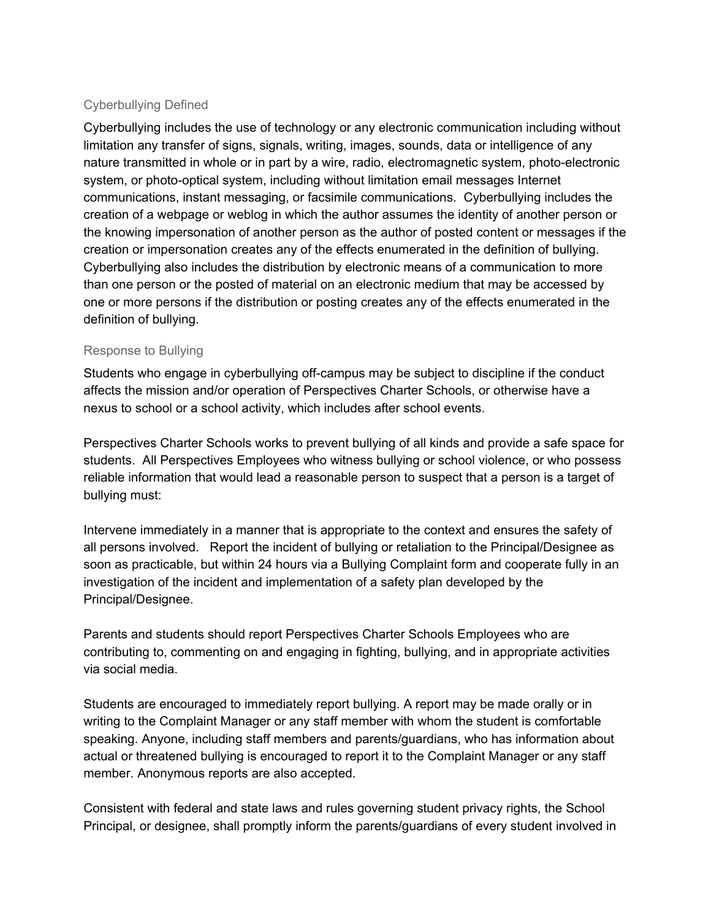### Cyberbullying Defined

Cyberbullying includes the use of technology or any electronic communication including without limitation any transfer of signs, signals, writing, images, sounds, data or intelligence of any nature transmitted in whole or in part by a wire, radio, electromagnetic system, photo-electronic system, or photo-optical system, including without limitation email messages Internet communications, instant messaging, or facsimile communications. Cyberbullying includes the creation of a webpage or weblog in which the author assumes the identity of another person or the knowing impersonation of another person as the author of posted content or messages if the creation or impersonation creates any of the effects enumerated in the definition of bullying. Cyberbullying also includes the distribution by electronic means of a communication to more than one person or the posted of material on an electronic medium that may be accessed by one or more persons if the distribution or posting creates any of the effects enumerated in the definition of bullying.

### Response to Bullying

Students who engage in cyberbullying off-campus may be subject to discipline if the conduct affects the mission and/or operation of Perspectives Charter Schools, or otherwise have a nexus to school or a school activity, which includes after school events.

Perspectives Charter Schools works to prevent bullying of all kinds and provide a safe space for students. All Perspectives Employees who witness bullying or school violence, or who possess reliable information that would lead a reasonable person to suspect that a person is a target of bullying must:

Intervene immediately in a manner that is appropriate to the context and ensures the safety of all persons involved. Report the incident of bullying or retaliation to the Principal/Designee as soon as practicable, but within 24 hours via a Bullying Complaint form and cooperate fully in an investigation of the incident and implementation of a safety plan developed by the Principal/Designee.

Parents and students should report Perspectives Charter Schools Employees who are contributing to, commenting on and engaging in fighting, bullying, and in appropriate activities via social media.

Students are encouraged to immediately report bullying. A report may be made orally or in writing to the Complaint Manager or any staff member with whom the student is comfortable speaking. Anyone, including staff members and parents/guardians, who has information about actual or threatened bullying is encouraged to report it to the Complaint Manager or any staff member. Anonymous reports are also accepted.

Consistent with federal and state laws and rules governing student privacy rights, the School Principal, or designee, shall promptly inform the parents/guardians of every student involved in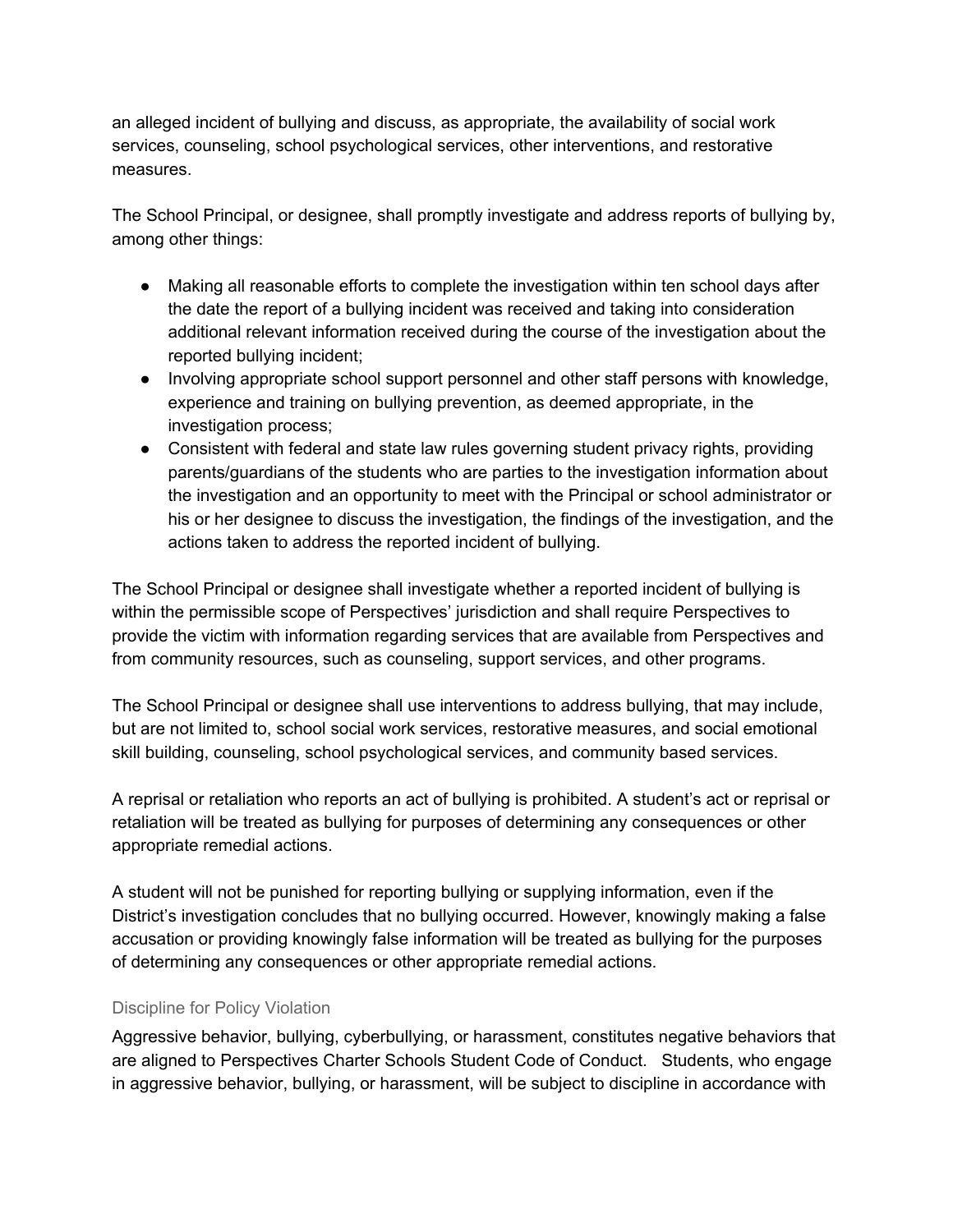an alleged incident of bullying and discuss, as appropriate, the availability of social work services, counseling, school psychological services, other interventions, and restorative measures.

The School Principal, or designee, shall promptly investigate and address reports of bullying by, among other things:

- Making all reasonable efforts to complete the investigation within ten school days after the date the report of a bullying incident was received and taking into consideration additional relevant information received during the course of the investigation about the reported bullying incident;
- Involving appropriate school support personnel and other staff persons with knowledge, experience and training on bullying prevention, as deemed appropriate, in the investigation process;
- Consistent with federal and state law rules governing student privacy rights, providing parents/guardians of the students who are parties to the investigation information about the investigation and an opportunity to meet with the Principal or school administrator or his or her designee to discuss the investigation, the findings of the investigation, and the actions taken to address the reported incident of bullying.

The School Principal or designee shall investigate whether a reported incident of bullying is within the permissible scope of Perspectives' jurisdiction and shall require Perspectives to provide the victim with information regarding services that are available from Perspectives and from community resources, such as counseling, support services, and other programs.

The School Principal or designee shall use interventions to address bullying, that may include, but are not limited to, school social work services, restorative measures, and social emotional skill building, counseling, school psychological services, and community based services.

A reprisal or retaliation who reports an act of bullying is prohibited. A student's act or reprisal or retaliation will be treated as bullying for purposes of determining any consequences or other appropriate remedial actions.

A student will not be punished for reporting bullying or supplying information, even if the District's investigation concludes that no bullying occurred. However, knowingly making a false accusation or providing knowingly false information will be treated as bullying for the purposes of determining any consequences or other appropriate remedial actions.

### Discipline for Policy Violation

Aggressive behavior, bullying, cyberbullying, or harassment, constitutes negative behaviors that are aligned to Perspectives Charter Schools Student Code of Conduct. Students, who engage in aggressive behavior, bullying, or harassment, will be subject to discipline in accordance with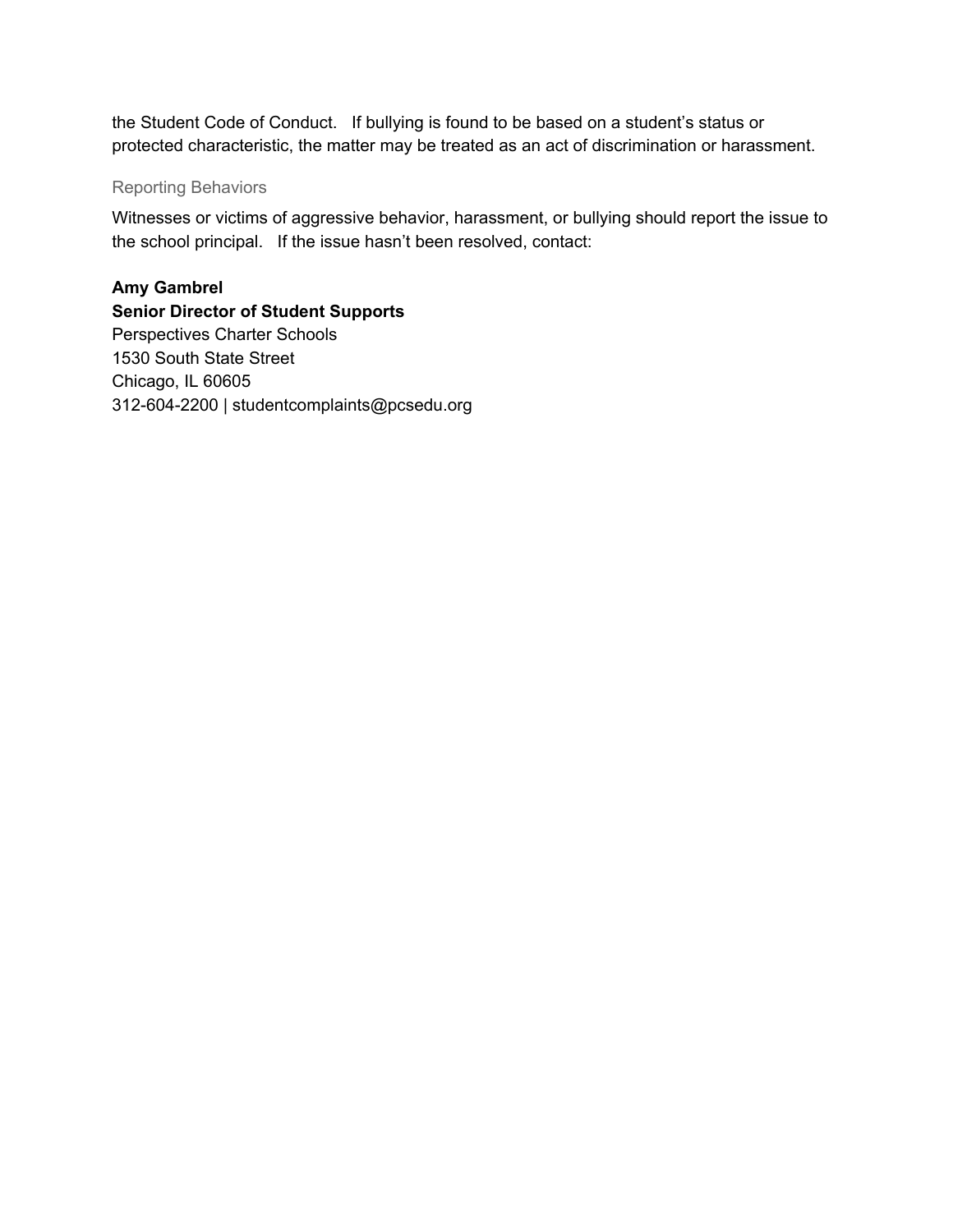the Student Code of Conduct. If bullying is found to be based on a student's status or protected characteristic, the matter may be treated as an act of discrimination or harassment.

### Reporting Behaviors

Witnesses or victims of aggressive behavior, harassment, or bullying should report the issue to the school principal. If the issue hasn't been resolved, contact:

**Amy Gambrel**
**Senior Director of Student Supports**
Perspectives Charter Schools
1530 South State Street
Chicago, IL 60605
312-604-2200 | studentcomplaints@pcsedu.org